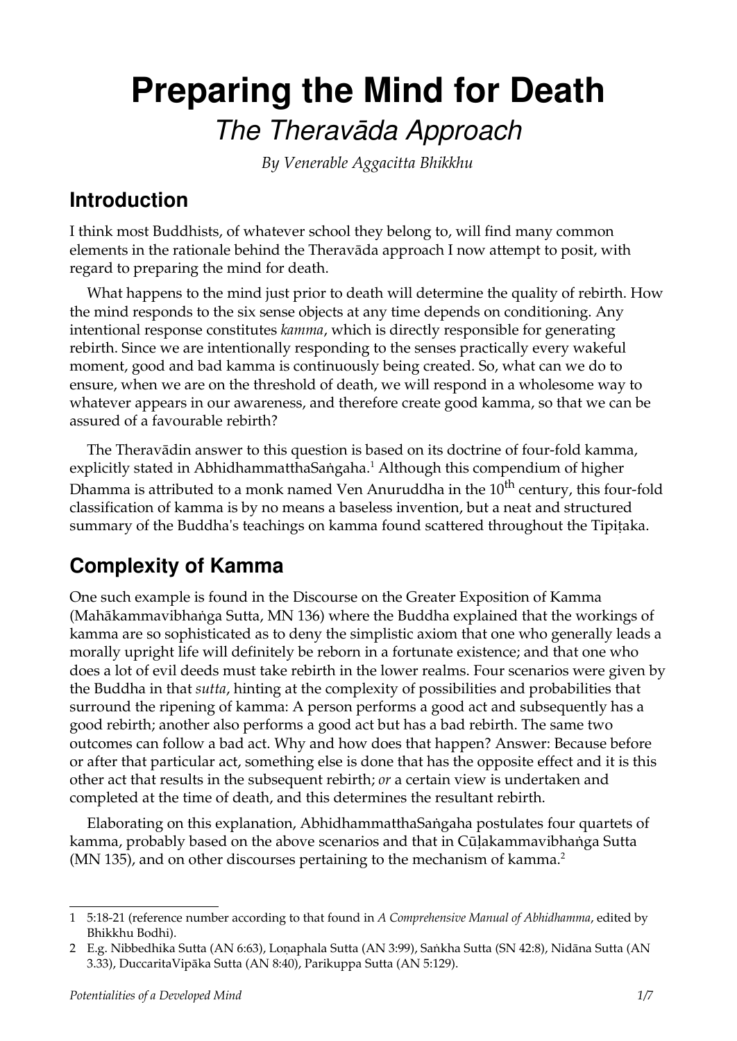# Preparing the Mind for Death

## *The Theravāda Approach*

*By Venerable Aggacitta Bhikkhu*

## Introduction

I think most Buddhists, of whatever school they belong to, will find many common elements in the rationale behind the Theravāda approach I now attempt to posit, with regard to preparing the mind for death.

What happens to the mind just prior to death will determine the quality of rebirth. How the mind responds to the six sense objects at any time depends on conditioning. Any intentional response constitutes *kamma*, which is directly responsible for generating rebirth. Since we are intentionally responding to the senses practically every wakeful moment, good and bad kamma is continuously being created. So, what can we do to ensure, when we are on the threshold of death, we will respond in a wholesome way to whatever appears in our awareness, and therefore create good kamma, so that we can be assured of a favourable rebirth?

The Theravādin answer to this question is based on its doctrine of four-fold kamma, explicitly stated in AbhidhammatthaSaṅgaha.[1] Although this compendium of higher Dhamma is attributed to a monk named Ven Anuruddha in the 10th century, this four-fold classification of kamma is by no means a baseless invention, but a neat and structured summary of the Buddha's teachings on kamma found scattered throughout the Tipiṭaka.

## Complexity of Kamma

One such example is found in the Discourse on the Greater Exposition of Kamma (Mahākammavibhaṅga Sutta, MN 136) where the Buddha explained that the workings of kamma are so sophisticated as to deny the simplistic axiom that one who generally leads a morally upright life will definitely be reborn in a fortunate existence; and that one who does a lot of evil deeds must take rebirth in the lower realms. Four scenarios were given by the Buddha in that *sutta*, hinting at the complexity of possibilities and probabilities that surround the ripening of kamma: A person performs a good act and subsequently has a good rebirth; another also performs a good act but has a bad rebirth. The same two outcomes can follow a bad act. Why and how does that happen? Answer: Because before or after that particular act, something else is done that has the opposite effect and it is this other act that results in the subsequent rebirth; *or* a certain view is undertaken and completed at the time of death, and this determines the resultant rebirth.

Elaborating on this explanation, AbhidhammatthaSaṅgaha postulates four quartets of kamma, probably based on the above scenarios and that in Cūḷakammavibhaṅga Sutta (MN 135), and on other discourses pertaining to the mechanism of kamma.[2]

---

1 5:18-21 (reference number according to that found in *A Comprehensive Manual of Abhidhamma*, edited by Bhikkhu Bodhi).

2 E.g. Nibbedhika Sutta (AN 6:63), Loṇaphala Sutta (AN 3:99), Saṅkha Sutta (SN 42:8), Nidāna Sutta (AN 3.33), DuccaritaVipāka Sutta (AN 8:40), Parikuppa Sutta (AN 5:129).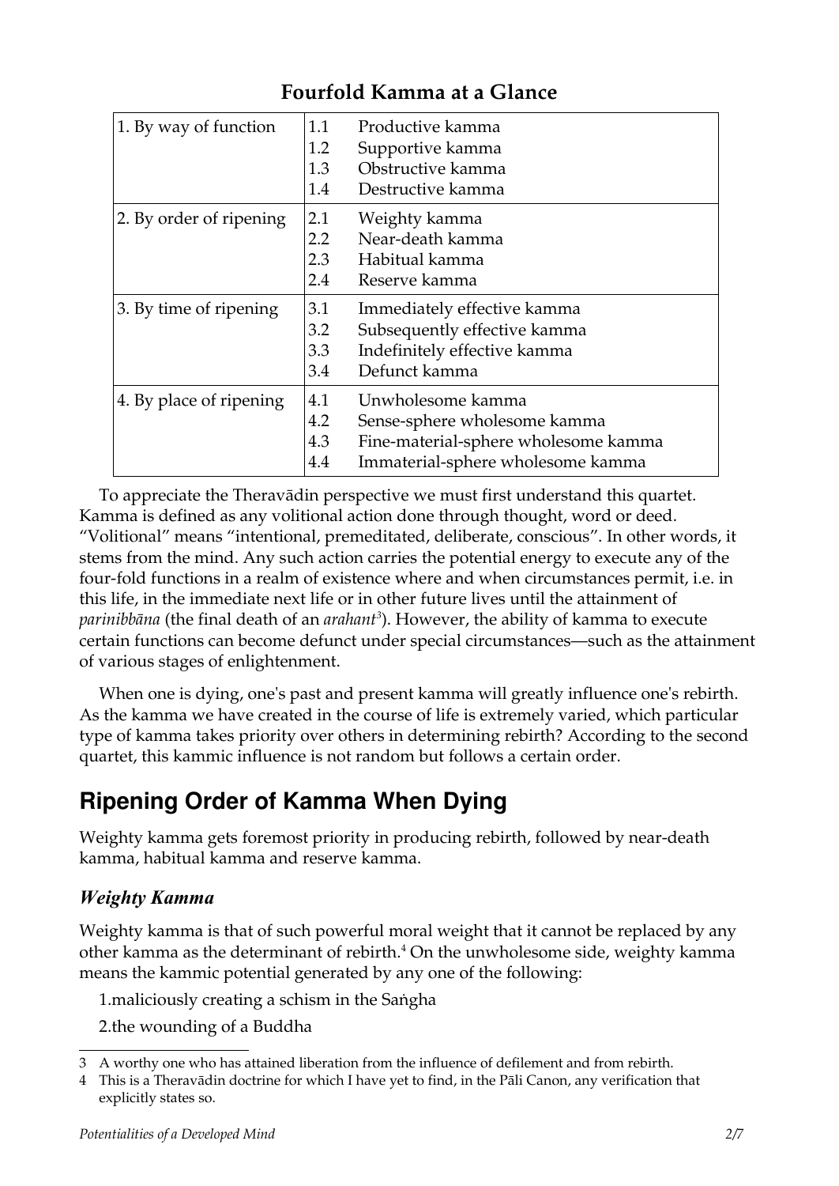## Fourfold Kamma at a Glance

| | | |
|---|---|---|
| 1. By way of function | 1.1 | Productive kamma |
| | 1.2 | Supportive kamma |
| | 1.3 | Obstructive kamma |
| | 1.4 | Destructive kamma |
| 2. By order of ripening | 2.1 | Weighty kamma |
| | 2.2 | Near-death kamma |
| | 2.3 | Habitual kamma |
| | 2.4 | Reserve kamma |
| 3. By time of ripening | 3.1 | Immediately effective kamma |
| | 3.2 | Subsequently effective kamma |
| | 3.3 | Indefinitely effective kamma |
| | 3.4 | Defunct kamma |
| 4. By place of ripening | 4.1 | Unwholesome kamma |
| | 4.2 | Sense-sphere wholesome kamma |
| | 4.3 | Fine-material-sphere wholesome kamma |
| | 4.4 | Immaterial-sphere wholesome kamma |

To appreciate the Theravādin perspective we must first understand this quartet. Kamma is defined as any volitional action done through thought, word or deed. "Volitional" means "intentional, premeditated, deliberate, conscious". In other words, it stems from the mind. Any such action carries the potential energy to execute any of the four-fold functions in a realm of existence where and when circumstances permit, i.e. in this life, in the immediate next life or in other future lives until the attainment of *parinibbāna* (the final death of an *arahant*[3]). However, the ability of kamma to execute certain functions can become defunct under special circumstances—such as the attainment of various stages of enlightenment.

When one is dying, one's past and present kamma will greatly influence one's rebirth. As the kamma we have created in the course of life is extremely varied, which particular type of kamma takes priority over others in determining rebirth? According to the second quartet, this kammic influence is not random but follows a certain order.

# Ripening Order of Kamma When Dying

Weighty kamma gets foremost priority in producing rebirth, followed by near-death kamma, habitual kamma and reserve kamma.

### *Weighty Kamma*

Weighty kamma is that of such powerful moral weight that it cannot be replaced by any other kamma as the determinant of rebirth.[4] On the unwholesome side, weighty kamma means the kammic potential generated by any one of the following:

1. maliciously creating a schism in the Saṅgha
2. the wounding of a Buddha

---

3 A worthy one who has attained liberation from the influence of defilement and from rebirth.

4 This is a Theravādin doctrine for which I have yet to find, in the Pāli Canon, any verification that explicitly states so.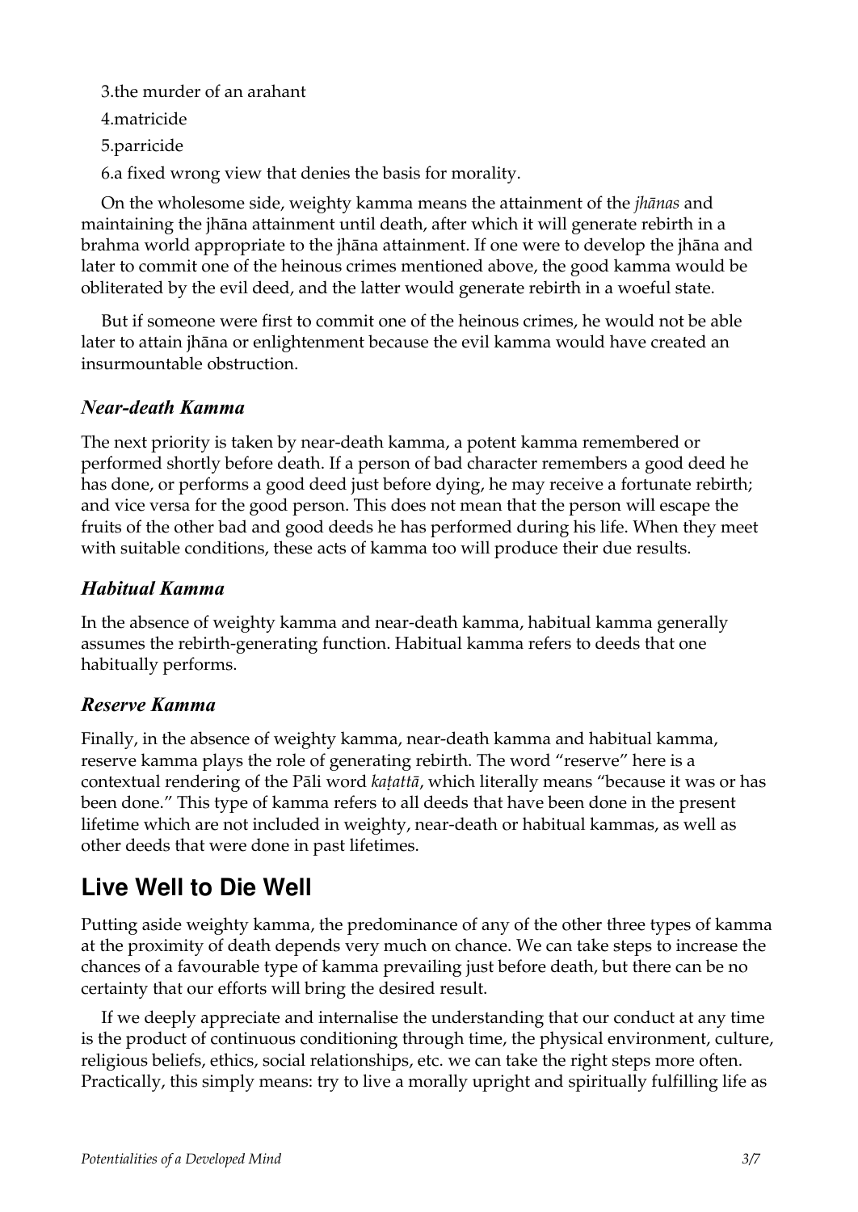3.the murder of an arahant

4.matricide

5.parricide

6.a fixed wrong view that denies the basis for morality.

On the wholesome side, weighty kamma means the attainment of the *jhānas* and maintaining the jhāna attainment until death, after which it will generate rebirth in a brahma world appropriate to the jhāna attainment. If one were to develop the jhāna and later to commit one of the heinous crimes mentioned above, the good kamma would be obliterated by the evil deed, and the latter would generate rebirth in a woeful state.

But if someone were first to commit one of the heinous crimes, he would not be able later to attain jhāna or enlightenment because the evil kamma would have created an insurmountable obstruction.

### *Near-death Kamma*

The next priority is taken by near-death kamma, a potent kamma remembered or performed shortly before death. If a person of bad character remembers a good deed he has done, or performs a good deed just before dying, he may receive a fortunate rebirth; and vice versa for the good person. This does not mean that the person will escape the fruits of the other bad and good deeds he has performed during his life. When they meet with suitable conditions, these acts of kamma too will produce their due results.

### *Habitual Kamma*

In the absence of weighty kamma and near-death kamma, habitual kamma generally assumes the rebirth-generating function. Habitual kamma refers to deeds that one habitually performs.

### *Reserve Kamma*

Finally, in the absence of weighty kamma, near-death kamma and habitual kamma, reserve kamma plays the role of generating rebirth. The word "reserve" here is a contextual rendering of the Pāli word *kaṭattā*, which literally means "because it was or has been done." This type of kamma refers to all deeds that have been done in the present lifetime which are not included in weighty, near-death or habitual kammas, as well as other deeds that were done in past lifetimes.

## Live Well to Die Well

Putting aside weighty kamma, the predominance of any of the other three types of kamma at the proximity of death depends very much on chance. We can take steps to increase the chances of a favourable type of kamma prevailing just before death, but there can be no certainty that our efforts will bring the desired result.

If we deeply appreciate and internalise the understanding that our conduct at any time is the product of continuous conditioning through time, the physical environment, culture, religious beliefs, ethics, social relationships, etc. we can take the right steps more often. Practically, this simply means: try to live a morally upright and spiritually fulfilling life as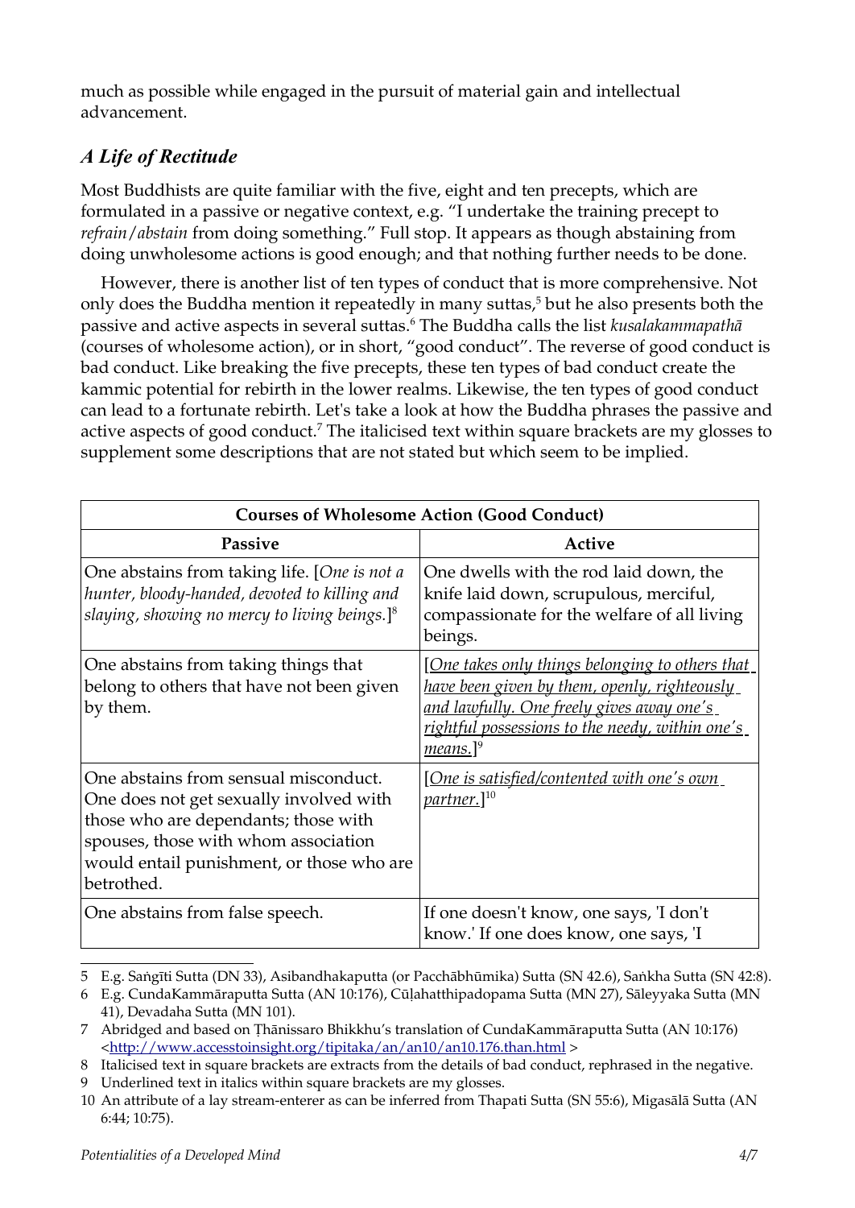much as possible while engaged in the pursuit of material gain and intellectual advancement.

## *A Life of Rectitude*

Most Buddhists are quite familiar with the five, eight and ten precepts, which are formulated in a passive or negative context, e.g. "I undertake the training precept to *refrain*/*abstain* from doing something." Full stop. It appears as though abstaining from doing unwholesome actions is good enough; and that nothing further needs to be done.

However, there is another list of ten types of conduct that is more comprehensive. Not only does the Buddha mention it repeatedly in many suttas,[5] but he also presents both the passive and active aspects in several suttas.[6] The Buddha calls the list *kusalakammapathā* (courses of wholesome action), or in short, "good conduct". The reverse of good conduct is bad conduct. Like breaking the five precepts, these ten types of bad conduct create the kammic potential for rebirth in the lower realms. Likewise, the ten types of good conduct can lead to a fortunate rebirth. Let's take a look at how the Buddha phrases the passive and active aspects of good conduct.[7] The italicised text within square brackets are my glosses to supplement some descriptions that are not stated but which seem to be implied.

| **Courses of Wholesome Action (Good Conduct)** | |
|---|---|
| **Passive** | **Active** |
| One abstains from taking life. [*One is not a hunter, bloody-handed, devoted to killing and slaying, showing no mercy to living beings.*][8] | One dwells with the rod laid down, the knife laid down, scrupulous, merciful, compassionate for the welfare of all living beings. |
| One abstains from taking things that belong to others that have not been given by them. | [<u>*One takes only things belonging to others that have been given by them, openly, righteously and lawfully. One freely gives away one's rightful possessions to the needy, within one's means.*</u>][9] |
| One abstains from sensual misconduct. One does not get sexually involved with those who are dependants; those with spouses, those with whom association would entail punishment, or those who are betrothed. | [<u>*One is satisfied/contented with one's own partner.*</u>][10] |
| One abstains from false speech. | If one doesn't know, one says, 'I don't know.' If one does know, one says, 'I |

5 E.g. Saṅgīti Sutta (DN 33), Asibandhakaputta (or Pacchābhūmika) Sutta (SN 42.6), Saṅkha Sutta (SN 42:8).

6 E.g. CundaKammāraputta Sutta (AN 10:176), Cūḷahatthipadopama Sutta (MN 27), Sāleyyaka Sutta (MN 41), Devadaha Sutta (MN 101).

7 Abridged and based on Ṭhānissaro Bhikkhu's translation of CundaKammāraputta Sutta (AN 10:176) <http://www.accesstoinsight.org/tipitaka/an/an10/an10.176.than.html >

8 Italicised text in square brackets are extracts from the details of bad conduct, rephrased in the negative.

9 Underlined text in italics within square brackets are my glosses.

10 An attribute of a lay stream-enterer as can be inferred from Thapati Sutta (SN 55:6), Migasālā Sutta (AN 6:44; 10:75).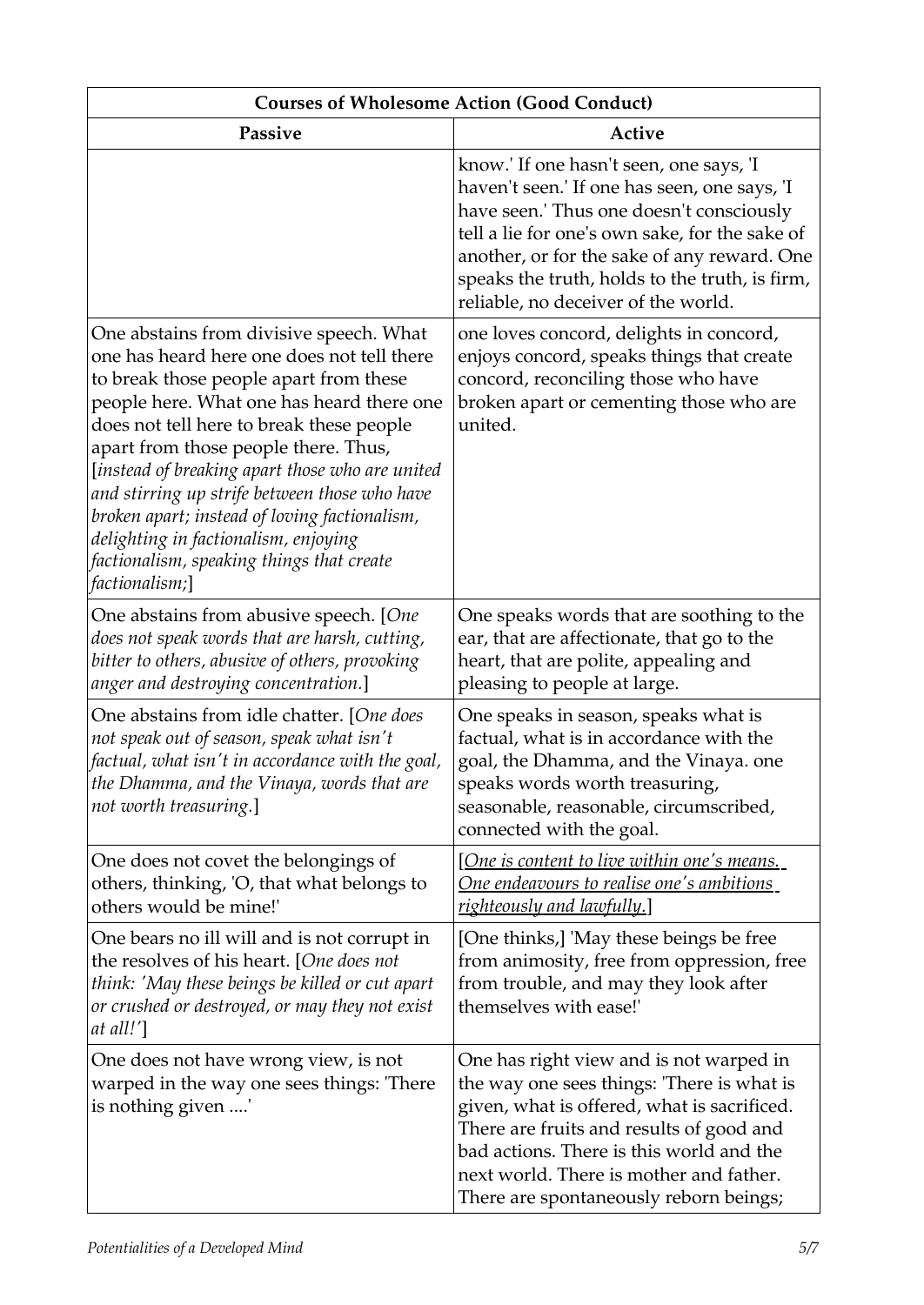| Courses of Wholesome Action (Good Conduct) | |
|---|---|
| **Passive** | **Active** |
| | know.' If one hasn't seen, one says, 'I haven't seen.' If one has seen, one says, 'I have seen.' Thus one doesn't consciously tell a lie for one's own sake, for the sake of another, or for the sake of any reward. One speaks the truth, holds to the truth, is firm, reliable, no deceiver of the world. |
| One abstains from divisive speech. What one has heard here one does not tell there to break those people apart from these people here. What one has heard there one does not tell here to break these people apart from those people there. Thus, [*instead of breaking apart those who are united and stirring up strife between those who have broken apart; instead of loving factionalism, delighting in factionalism, enjoying factionalism, speaking things that create factionalism;*] | one loves concord, delights in concord, enjoys concord, speaks things that create concord, reconciling those who have broken apart or cementing those who are united. |
| One abstains from abusive speech. [*One does not speak words that are harsh, cutting, bitter to others, abusive of others, provoking anger and destroying concentration.*] | One speaks words that are soothing to the ear, that are affectionate, that go to the heart, that are polite, appealing and pleasing to people at large. |
| One abstains from idle chatter. [*One does not speak out of season, speak what isn't factual, what isn't in accordance with the goal, the Dhamma, and the Vinaya, words that are not worth treasuring.*] | One speaks in season, speaks what is factual, what is in accordance with the goal, the Dhamma, and the Vinaya. one speaks words worth treasuring, seasonable, reasonable, circumscribed, connected with the goal. |
| One does not covet the belongings of others, thinking, 'O, that what belongs to others would be mine!' | [*One is content to live within one's means. One endeavours to realise one's ambitions righteously and lawfully.*] |
| One bears no ill will and is not corrupt in the resolves of his heart. [*One does not think: 'May these beings be killed or cut apart or crushed or destroyed, or may they not exist at all!'*] | [One thinks,] 'May these beings be free from animosity, free from oppression, free from trouble, and may they look after themselves with ease!' |
| One does not have wrong view, is not warped in the way one sees things: 'There is nothing given ....' | One has right view and is not warped in the way one sees things: 'There is what is given, what is offered, what is sacrificed. There are fruits and results of good and bad actions. There is this world and the next world. There is mother and father. There are spontaneously reborn beings; |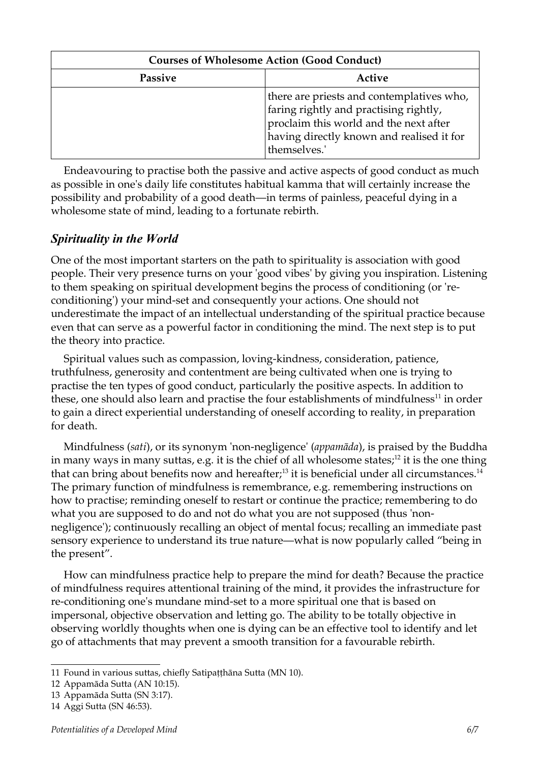| Courses of Wholesome Action (Good Conduct) | |
|---|---|
| **Passive** | **Active** |
| | there are priests and contemplatives who, faring rightly and practising rightly, proclaim this world and the next after having directly known and realised it for themselves.' |

Endeavouring to practise both the passive and active aspects of good conduct as much as possible in one's daily life constitutes habitual kamma that will certainly increase the possibility and probability of a good death—in terms of painless, peaceful dying in a wholesome state of mind, leading to a fortunate rebirth.

## *Spirituality in the World*

One of the most important starters on the path to spirituality is association with good people. Their very presence turns on your 'good vibes' by giving you inspiration. Listening to them speaking on spiritual development begins the process of conditioning (or 're-conditioning') your mind-set and consequently your actions. One should not underestimate the impact of an intellectual understanding of the spiritual practice because even that can serve as a powerful factor in conditioning the mind. The next step is to put the theory into practice.

Spiritual values such as compassion, loving-kindness, consideration, patience, truthfulness, generosity and contentment are being cultivated when one is trying to practise the ten types of good conduct, particularly the positive aspects. In addition to these, one should also learn and practise the four establishments of mindfulness[11] in order to gain a direct experiential understanding of oneself according to reality, in preparation for death.

Mindfulness (*sati*), or its synonym 'non-negligence' (*appamāda*), is praised by the Buddha in many ways in many suttas, e.g. it is the chief of all wholesome states;[12] it is the one thing that can bring about benefits now and hereafter;[13] it is beneficial under all circumstances.[14] The primary function of mindfulness is remembrance, e.g. remembering instructions on how to practise; reminding oneself to restart or continue the practice; remembering to do what you are supposed to do and not do what you are not supposed (thus 'non-negligence'); continuously recalling an object of mental focus; recalling an immediate past sensory experience to understand its true nature—what is now popularly called "being in the present".

How can mindfulness practice help to prepare the mind for death? Because the practice of mindfulness requires attentional training of the mind, it provides the infrastructure for re-conditioning one's mundane mind-set to a more spiritual one that is based on impersonal, objective observation and letting go. The ability to be totally objective in observing worldly thoughts when one is dying can be an effective tool to identify and let go of attachments that may prevent a smooth transition for a favourable rebirth.

---

11 Found in various suttas, chiefly Satipaṭṭhāna Sutta (MN 10).

12 Appamāda Sutta (AN 10:15).

13 Appamāda Sutta (SN 3:17).

14 Aggi Sutta (SN 46:53).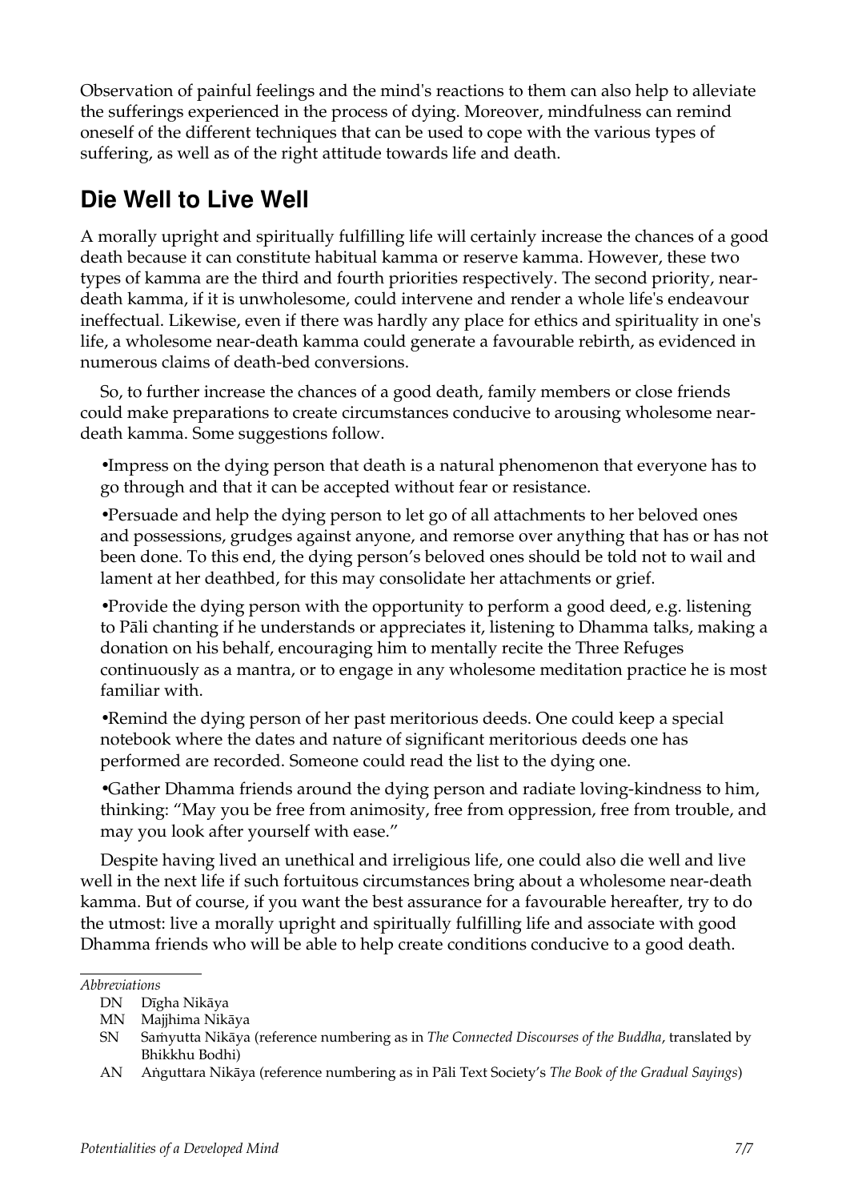Observation of painful feelings and the mind's reactions to them can also help to alleviate the sufferings experienced in the process of dying. Moreover, mindfulness can remind oneself of the different techniques that can be used to cope with the various types of suffering, as well as of the right attitude towards life and death.

## Die Well to Live Well

A morally upright and spiritually fulfilling life will certainly increase the chances of a good death because it can constitute habitual kamma or reserve kamma. However, these two types of kamma are the third and fourth priorities respectively. The second priority, near-death kamma, if it is unwholesome, could intervene and render a whole life's endeavour ineffectual. Likewise, even if there was hardly any place for ethics and spirituality in one's life, a wholesome near-death kamma could generate a favourable rebirth, as evidenced in numerous claims of death-bed conversions.

So, to further increase the chances of a good death, family members or close friends could make preparations to create circumstances conducive to arousing wholesome near-death kamma. Some suggestions follow.

- Impress on the dying person that death is a natural phenomenon that everyone has to go through and that it can be accepted without fear or resistance.
- Persuade and help the dying person to let go of all attachments to her beloved ones and possessions, grudges against anyone, and remorse over anything that has or has not been done. To this end, the dying person's beloved ones should be told not to wail and lament at her deathbed, for this may consolidate her attachments or grief.
- Provide the dying person with the opportunity to perform a good deed, e.g. listening to Pāli chanting if he understands or appreciates it, listening to Dhamma talks, making a donation on his behalf, encouraging him to mentally recite the Three Refuges continuously as a mantra, or to engage in any wholesome meditation practice he is most familiar with.
- Remind the dying person of her past meritorious deeds. One could keep a special notebook where the dates and nature of significant meritorious deeds one has performed are recorded. Someone could read the list to the dying one.
- Gather Dhamma friends around the dying person and radiate loving-kindness to him, thinking: "May you be free from animosity, free from oppression, free from trouble, and may you look after yourself with ease."

Despite having lived an unethical and irreligious life, one could also die well and live well in the next life if such fortuitous circumstances bring about a wholesome near-death kamma. But of course, if you want the best assurance for a favourable hereafter, try to do the utmost: live a morally upright and spiritually fulfilling life and associate with good Dhamma friends who will be able to help create conditions conducive to a good death.

---

*Abbreviations*

| | |
|---|---|
| DN | Dīgha Nikāya |
| MN | Majjhima Nikāya |
| SN | Saṁyutta Nikāya (reference numbering as in *The Connected Discourses of the Buddha*, translated by Bhikkhu Bodhi) |
| AN | Aṅguttara Nikāya (reference numbering as in Pāli Text Society's *The Book of the Gradual Sayings*) |